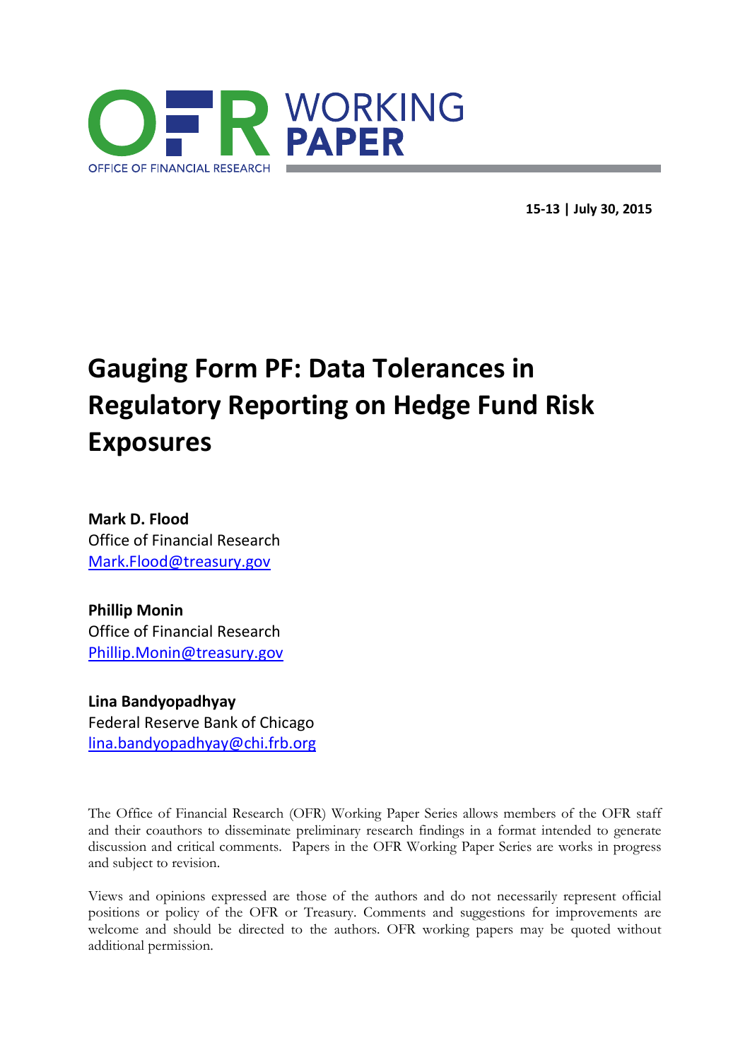OFR WORKING PAPER

OFFICE OF FINANCIAL RESEARCH

**15-13 | July 30, 2015**

# Gauging Form PF: Data Tolerances in Regulatory Reporting on Hedge Fund Risk Exposures

**Mark D. Flood**
Office of Financial Research
Mark.Flood@treasury.gov

**Phillip Monin**
Office of Financial Research
Phillip.Monin@treasury.gov

**Lina Bandyopadhyay**
Federal Reserve Bank of Chicago
lina.bandyopadhyay@chi.frb.org

The Office of Financial Research (OFR) Working Paper Series allows members of the OFR staff and their coauthors to disseminate preliminary research findings in a format intended to generate discussion and critical comments. Papers in the OFR Working Paper Series are works in progress and subject to revision.

Views and opinions expressed are those of the authors and do not necessarily represent official positions or policy of the OFR or Treasury. Comments and suggestions for improvements are welcome and should be directed to the authors. OFR working papers may be quoted without additional permission.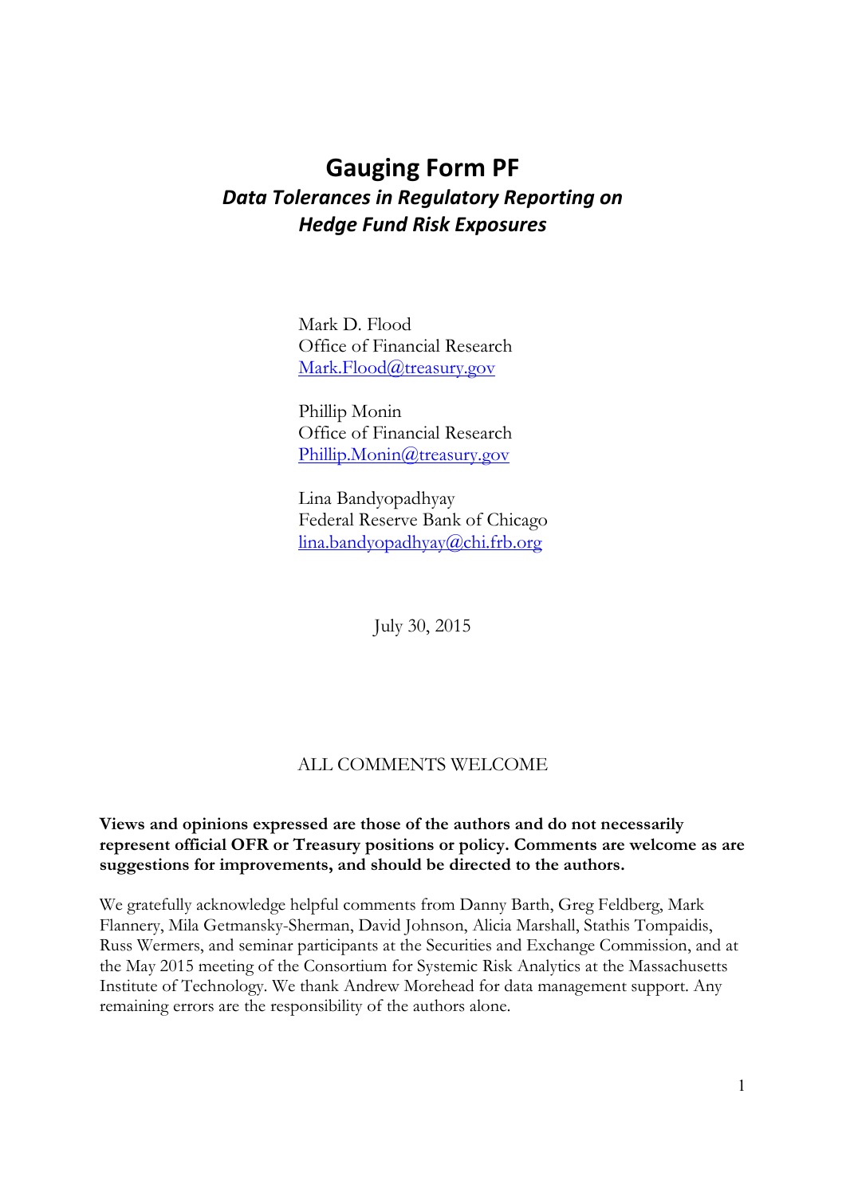# Gauging Form PF

## *Data Tolerances in Regulatory Reporting on Hedge Fund Risk Exposures*

Mark D. Flood
Office of Financial Research
Mark.Flood@treasury.gov

Phillip Monin
Office of Financial Research
Phillip.Monin@treasury.gov

Lina Bandyopadhyay
Federal Reserve Bank of Chicago
lina.bandyopadhyay@chi.frb.org

July 30, 2015

ALL COMMENTS WELCOME

**Views and opinions expressed are those of the authors and do not necessarily represent official OFR or Treasury positions or policy. Comments are welcome as are suggestions for improvements, and should be directed to the authors.**

We gratefully acknowledge helpful comments from Danny Barth, Greg Feldberg, Mark Flannery, Mila Getmansky-Sherman, David Johnson, Alicia Marshall, Stathis Tompaidis, Russ Wermers, and seminar participants at the Securities and Exchange Commission, and at the May 2015 meeting of the Consortium for Systemic Risk Analytics at the Massachusetts Institute of Technology. We thank Andrew Morehead for data management support. Any remaining errors are the responsibility of the authors alone.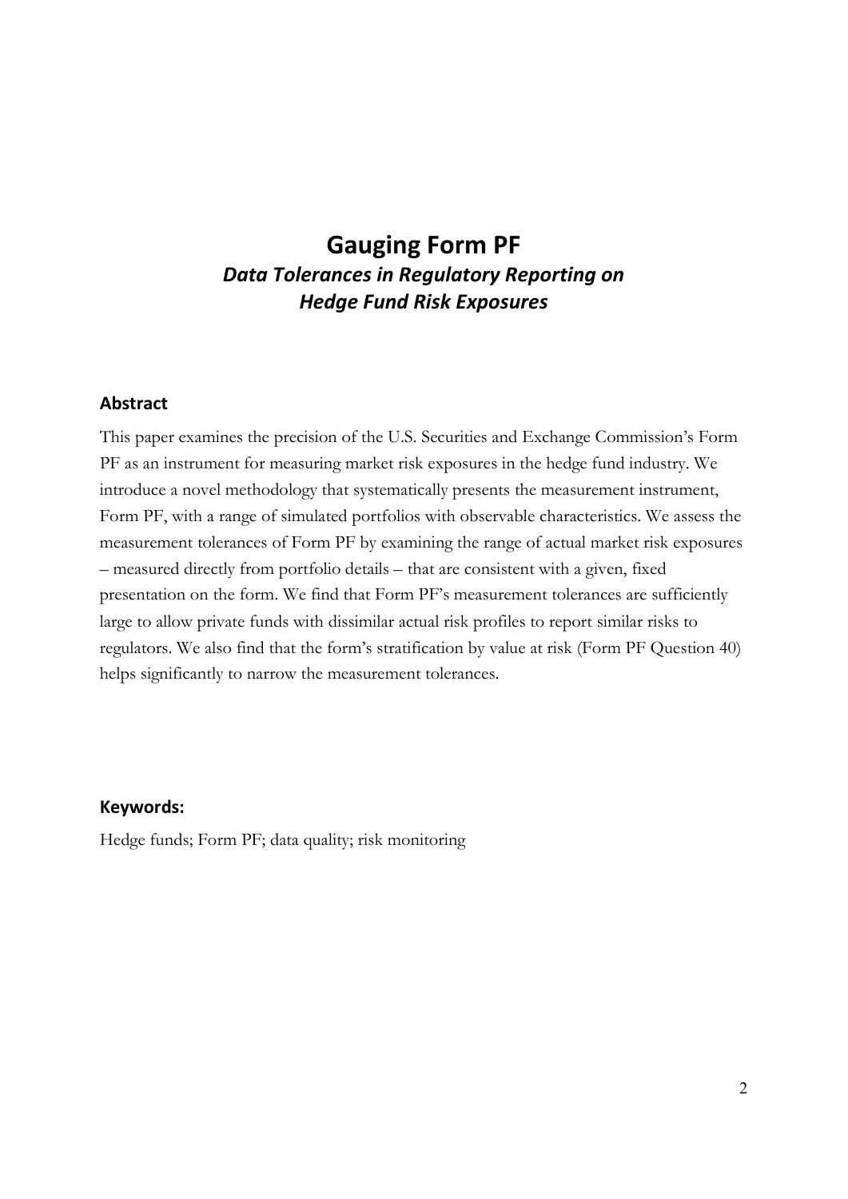# Gauging Form PF

## *Data Tolerances in Regulatory Reporting on Hedge Fund Risk Exposures*

### Abstract

This paper examines the precision of the U.S. Securities and Exchange Commission's Form PF as an instrument for measuring market risk exposures in the hedge fund industry. We introduce a novel methodology that systematically presents the measurement instrument, Form PF, with a range of simulated portfolios with observable characteristics. We assess the measurement tolerances of Form PF by examining the range of actual market risk exposures – measured directly from portfolio details – that are consistent with a given, fixed presentation on the form. We find that Form PF's measurement tolerances are sufficiently large to allow private funds with dissimilar actual risk profiles to report similar risks to regulators. We also find that the form's stratification by value at risk (Form PF Question 40) helps significantly to narrow the measurement tolerances.

### Keywords:

Hedge funds; Form PF; data quality; risk monitoring